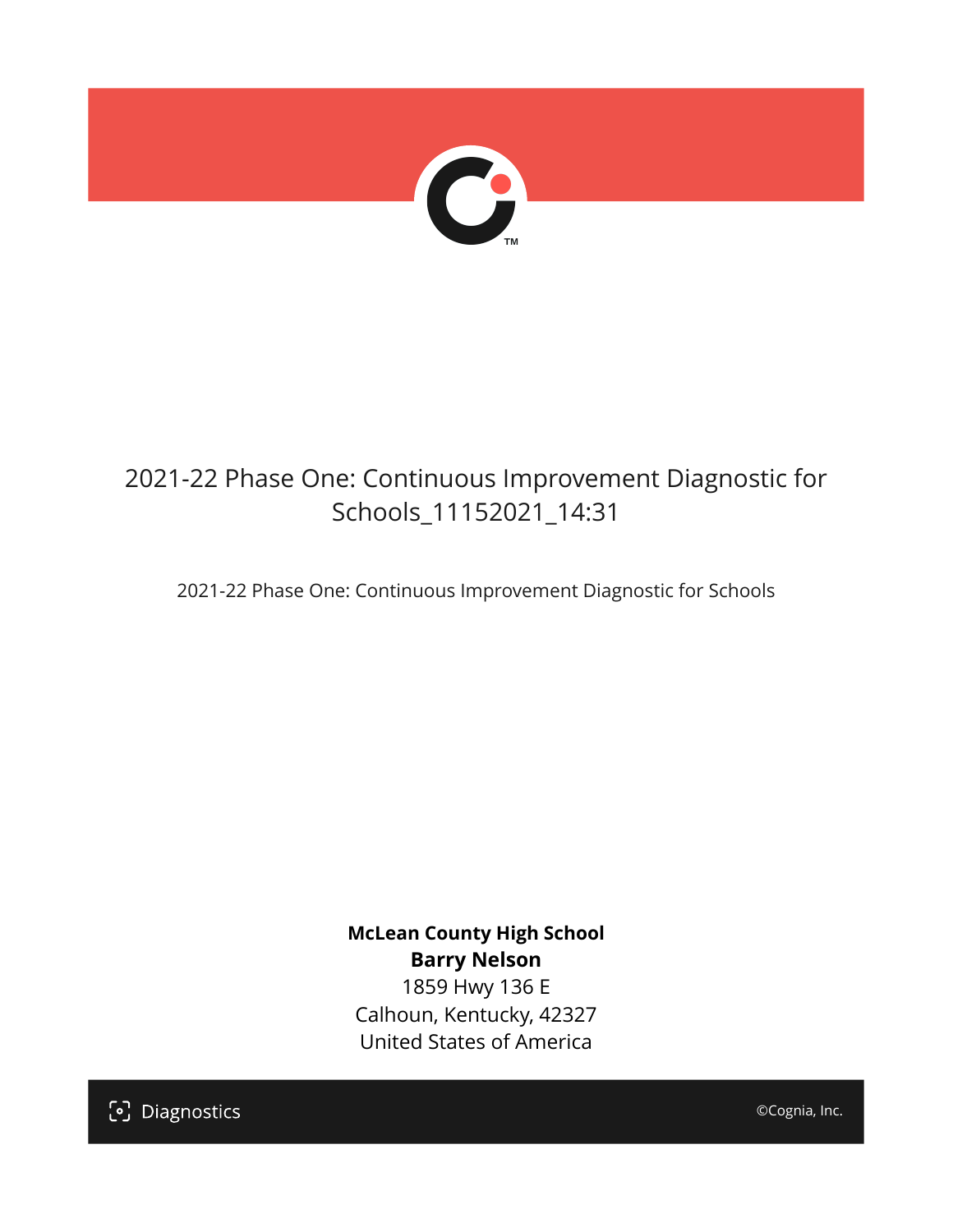# 2021-22 Phase One: Continuous Improvement Diagnostic for Schools_11152021_14:31

2021-22 Phase One: Continuous Improvement Diagnostic for Schools

**McLean County High School**
**Barry Nelson**
1859 Hwy 136 E
Calhoun, Kentucky, 42327
United States of America

Diagnostics

©Cognia, Inc.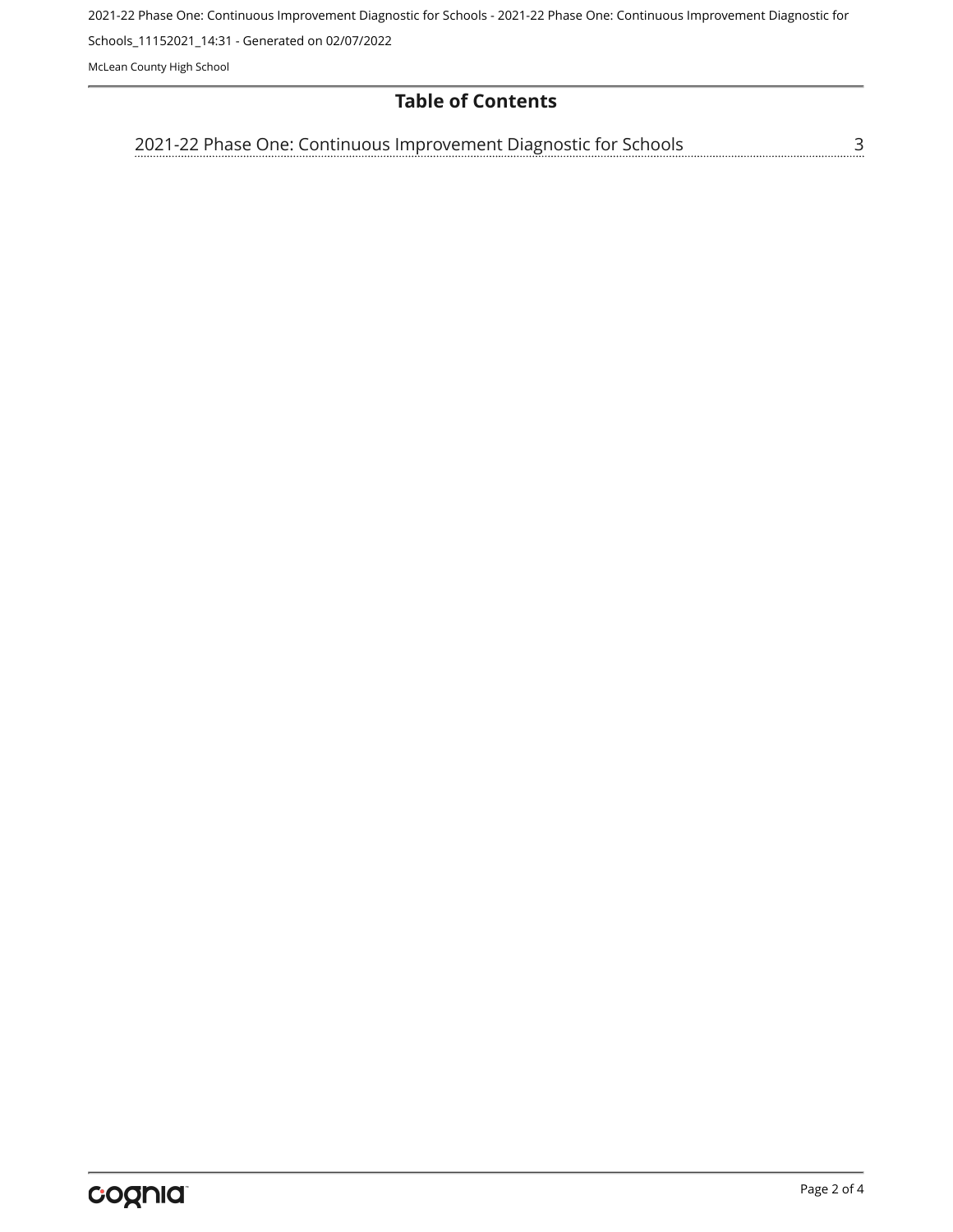# Table of Contents

2021-22 Phase One: Continuous Improvement Diagnostic for Schools ........ 3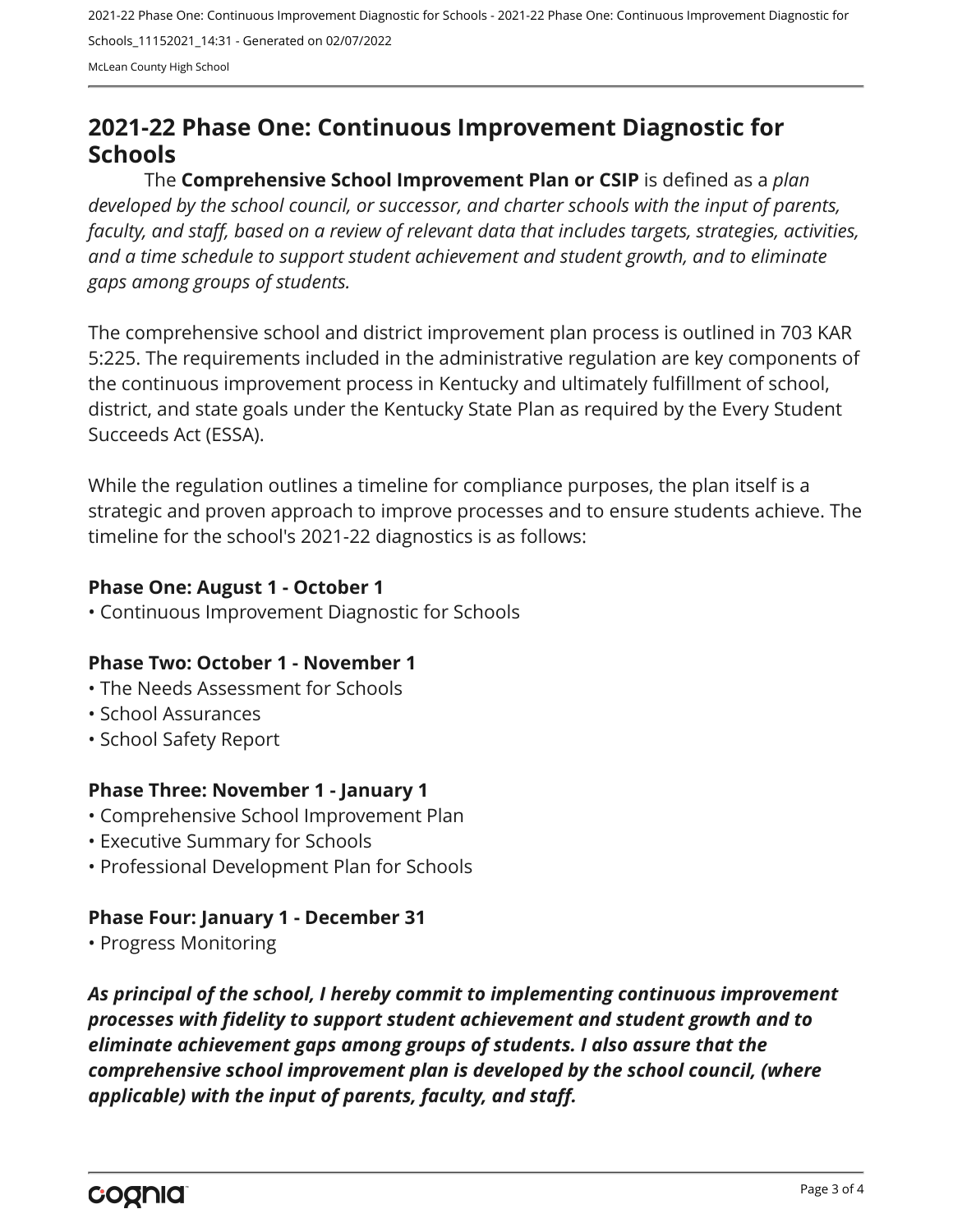## 2021-22 Phase One: Continuous Improvement Diagnostic for Schools

The **Comprehensive School Improvement Plan or CSIP** is defined as a *plan developed by the school council, or successor, and charter schools with the input of parents, faculty, and staff, based on a review of relevant data that includes targets, strategies, activities, and a time schedule to support student achievement and student growth, and to eliminate gaps among groups of students.*

The comprehensive school and district improvement plan process is outlined in 703 KAR 5:225. The requirements included in the administrative regulation are key components of the continuous improvement process in Kentucky and ultimately fulfillment of school, district, and state goals under the Kentucky State Plan as required by the Every Student Succeeds Act (ESSA).

While the regulation outlines a timeline for compliance purposes, the plan itself is a strategic and proven approach to improve processes and to ensure students achieve. The timeline for the school's 2021-22 diagnostics is as follows:

**Phase One: August 1 - October 1**

- Continuous Improvement Diagnostic for Schools

**Phase Two: October 1 - November 1**

- The Needs Assessment for Schools
- School Assurances
- School Safety Report

**Phase Three: November 1 - January 1**

- Comprehensive School Improvement Plan
- Executive Summary for Schools
- Professional Development Plan for Schools

**Phase Four: January 1 - December 31**

- Progress Monitoring

***As principal of the school, I hereby commit to implementing continuous improvement processes with fidelity to support student achievement and student growth and to eliminate achievement gaps among groups of students. I also assure that the comprehensive school improvement plan is developed by the school council, (where applicable) with the input of parents, faculty, and staff.***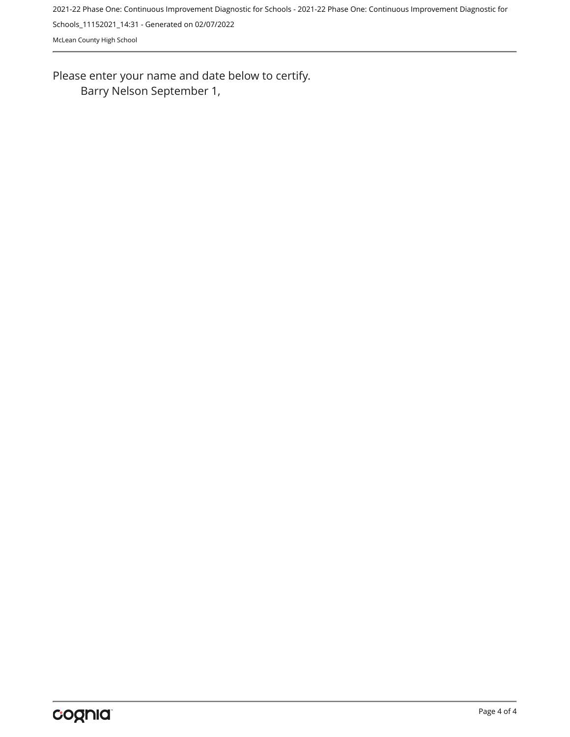Please enter your name and date below to certify.

Barry Nelson September 1,